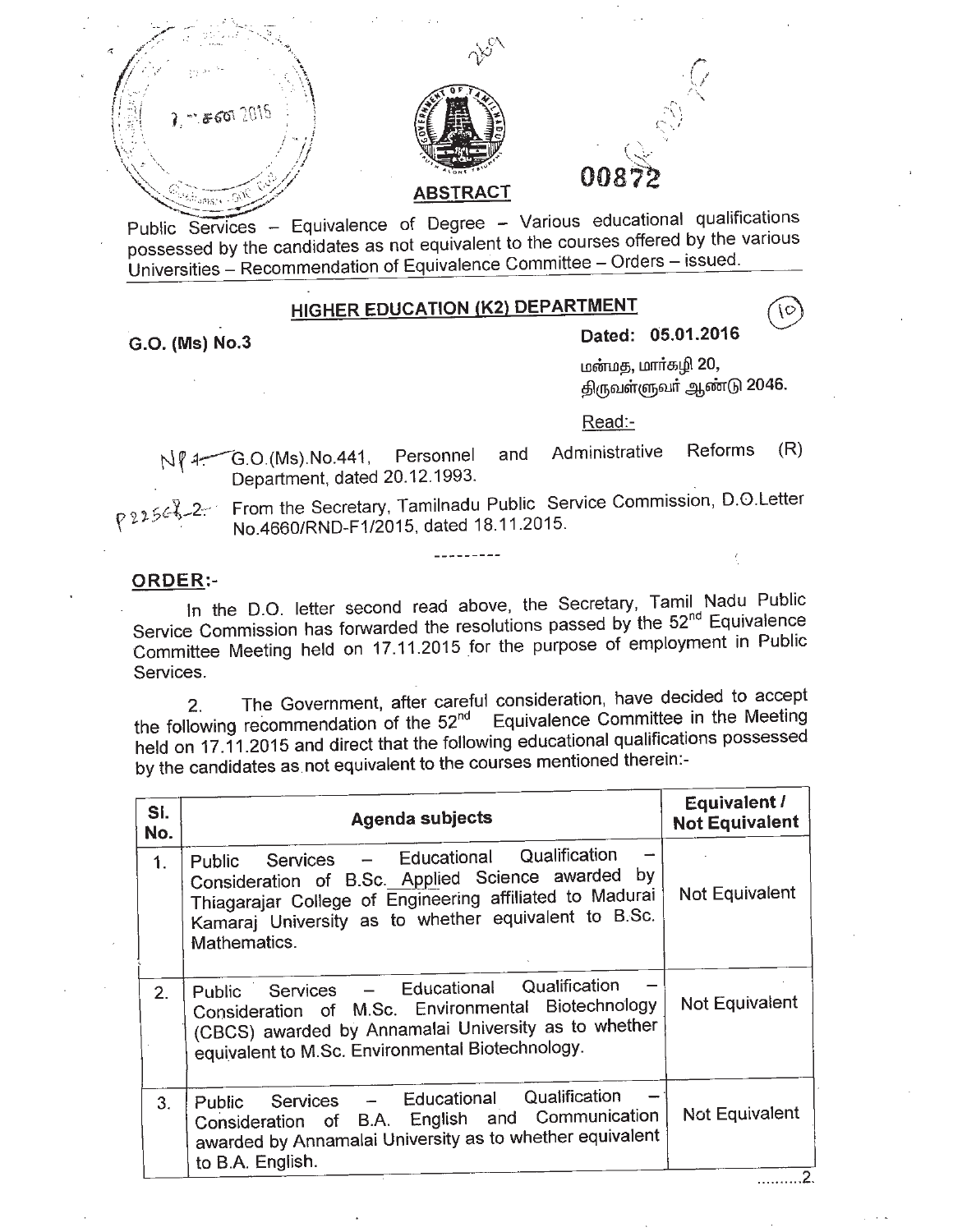00872

## ABSTRACT

Public Services – Equivalence of Degree – Various educational qualifications possessed by the candidates as not equivalent to the courses offered by the various Universities – Recommendation of Equivalence Committee – Orders – issued.

### HIGHER EDUCATION (K2) DEPARTMENT

**G.O. (Ms) No.3** **Dated: 05.01.2016**

மன்மத, மார்கழி 20,
திருவள்ளுவர் ஆண்டு 2046.

Read:-

1. G.O.(Ms).No.441, Personnel and Administrative Reforms (R) Department, dated 20.12.1993.
2. From the Secretary, Tamilnadu Public Service Commission, D.O.Letter No.4660/RND-F1/2015, dated 18.11.2015.

---------

**ORDER:-**

In the D.O. letter second read above, the Secretary, Tamil Nadu Public Service Commission has forwarded the resolutions passed by the 52nd Equivalence Committee Meeting held on 17.11.2015 for the purpose of employment in Public Services.

2. The Government, after careful consideration, have decided to accept the following recommendation of the 52nd Equivalence Committee in the Meeting held on 17.11.2015 and direct that the following educational qualifications possessed by the candidates as not equivalent to the courses mentioned therein:-

| Sl. No. | Agenda subjects | Equivalent / Not Equivalent |
|---|---|---|
| 1. | Public Services – Educational Qualification – Consideration of B.Sc. Applied Science awarded by Thiagarajar College of Engineering affiliated to Madurai Kamaraj University as to whether equivalent to B.Sc. Mathematics. | Not Equivalent |
| 2. | Public Services – Educational Qualification – Consideration of M.Sc. Environmental Biotechnology (CBCS) awarded by Annamalai University as to whether equivalent to M.Sc. Environmental Biotechnology. | Not Equivalent |
| 3. | Public Services – Educational Qualification – Consideration of B.A. English and Communication awarded by Annamalai University as to whether equivalent to B.A. English. | Not Equivalent |

..........2.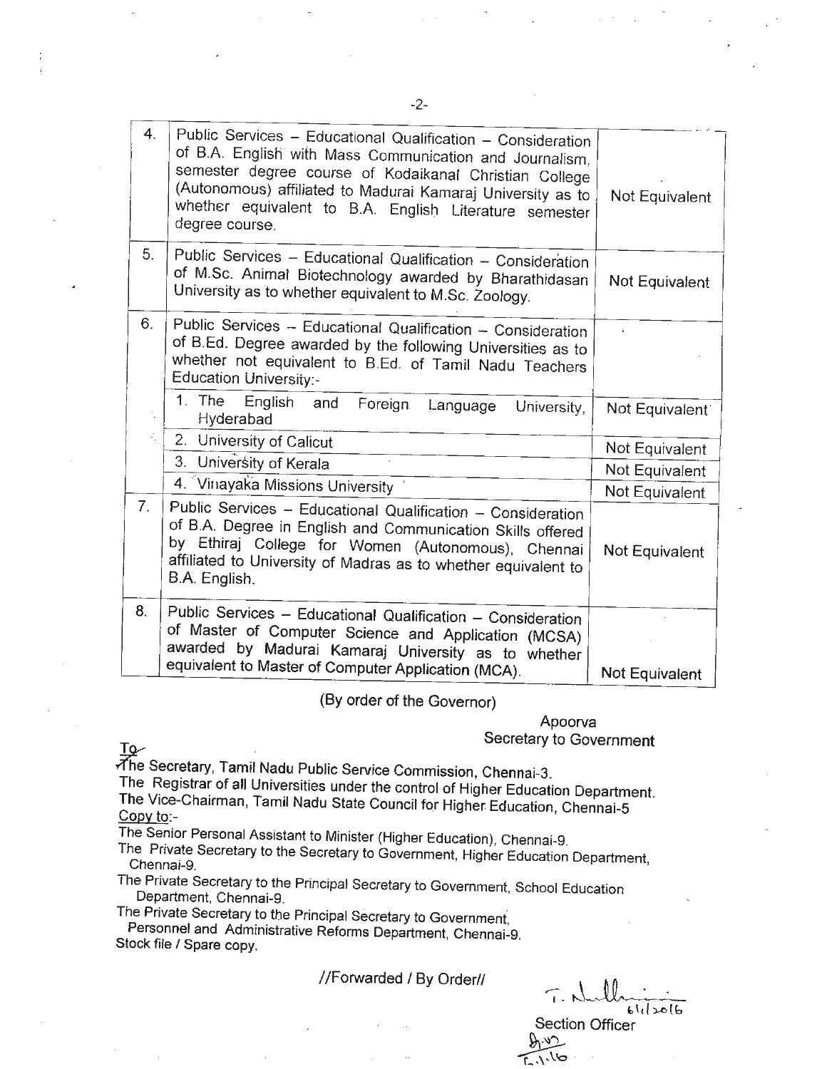| | | |
|---|---|---|
| 4. | Public Services – Educational Qualification – Consideration of B.A. English with Mass Communication and Journalism, semester degree course of Kodaikanal Christian College (Autonomous) affiliated to Madurai Kamaraj University as to whether equivalent to B.A. English Literature semester degree course. | Not Equivalent |
| 5. | Public Services – Educational Qualification – Consideration of M.Sc. Animal Biotechnology awarded by Bharathidasan University as to whether equivalent to M.Sc. Zoology. | Not Equivalent |
| 6. | Public Services – Educational Qualification – Consideration of B.Ed. Degree awarded by the following Universities as to whether not equivalent to B.Ed. of Tamil Nadu Teachers Education University:- | |
| | 1. The English and Foreign Language University, Hyderabad | Not Equivalent |
| | 2. University of Calicut | Not Equivalent |
| | 3. University of Kerala | Not Equivalent |
| | 4. Vinayaka Missions University | Not Equivalent |
| 7. | Public Services – Educational Qualification – Consideration of B.A. Degree in English and Communication Skills offered by Ethiraj College for Women (Autonomous), Chennai affiliated to University of Madras as to whether equivalent to B.A. English. | Not Equivalent |
| 8. | Public Services – Educational Qualification – Consideration of Master of Computer Science and Application (MCSA) awarded by Madurai Kamaraj University as to whether equivalent to Master of Computer Application (MCA). | Not Equivalent |

(By order of the Governor)

Apoorva
Secretary to Government

To

The Secretary, Tamil Nadu Public Service Commission, Chennai-3.
The Registrar of all Universities under the control of Higher Education Department.
The Vice-Chairman, Tamil Nadu State Council for Higher Education, Chennai-5

Copy to:-

The Senior Personal Assistant to Minister (Higher Education), Chennai-9.
The Private Secretary to the Secretary to Government, Higher Education Department, Chennai-9.
The Private Secretary to the Principal Secretary to Government, School Education Department, Chennai-9.
The Private Secretary to the Principal Secretary to Government, Personnel and Administrative Reforms Department, Chennai-9.
Stock file / Spare copy.

//Forwarded / By Order//

6/1/2016

Section Officer